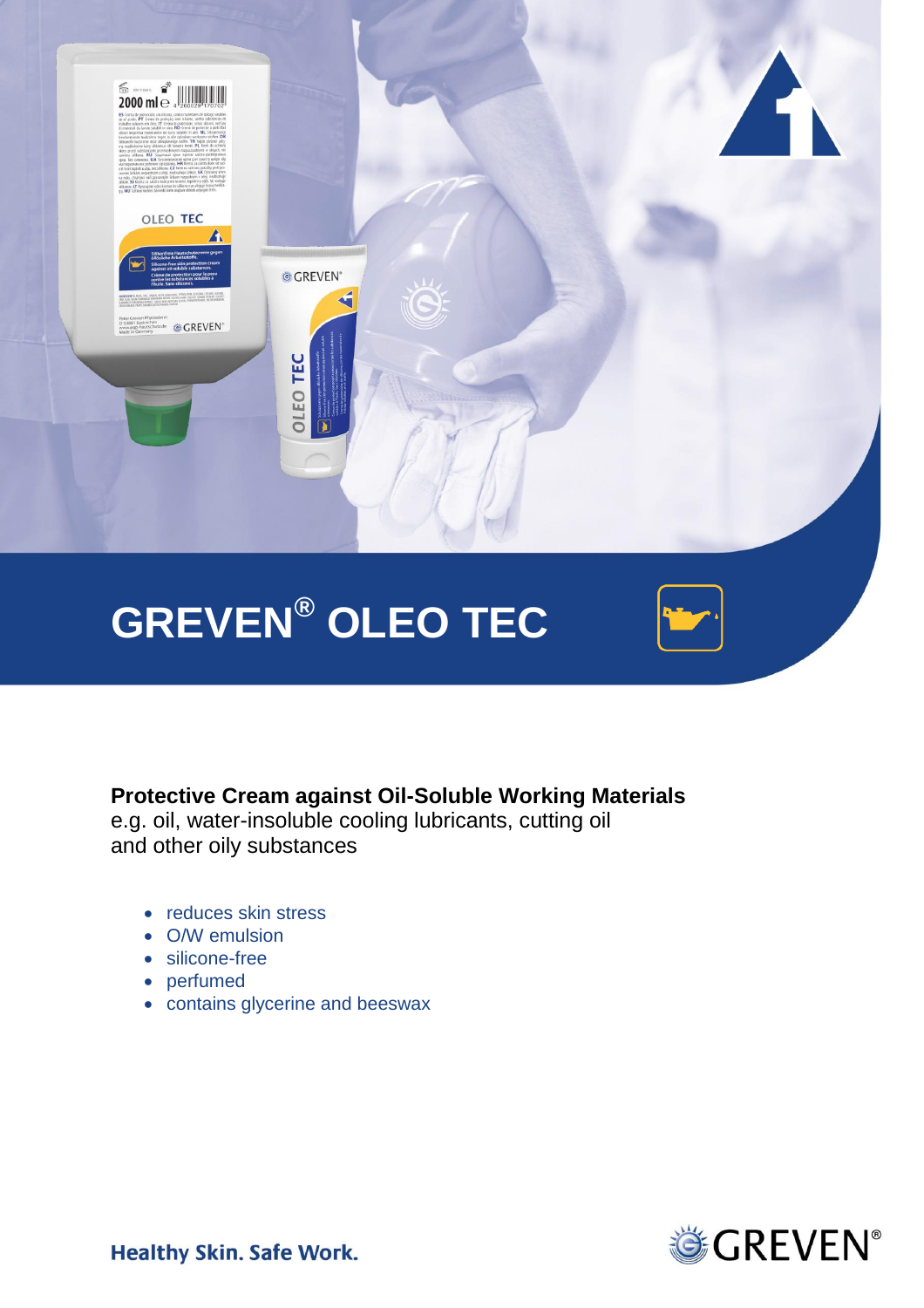# GREVEN® OLEO TEC

**Protective Cream against Oil-Soluble Working Materials**
e.g. oil, water-insoluble cooling lubricants, cutting oil and other oily substances

- reduces skin stress
- O/W emulsion
- silicone-free
- perfumed
- contains glycerine and beeswax

**Healthy Skin. Safe Work.**

GREVEN®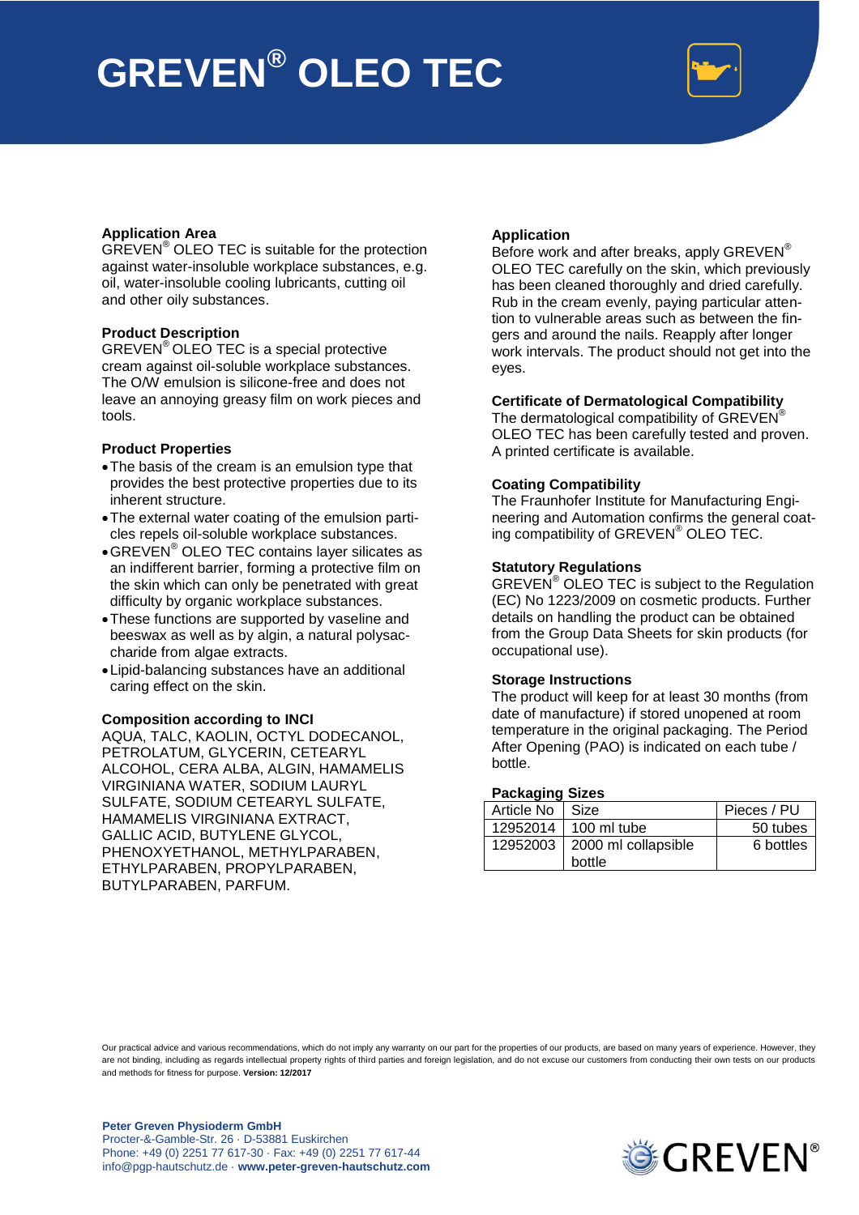# GREVEN® OLEO TEC

## Application Area

GREVEN® OLEO TEC is suitable for the protection against water-insoluble workplace substances, e.g. oil, water-insoluble cooling lubricants, cutting oil and other oily substances.

## Product Description

GREVEN® OLEO TEC is a special protective cream against oil-soluble workplace substances. The O/W emulsion is silicone-free and does not leave an annoying greasy film on work pieces and tools.

## Product Properties

- The basis of the cream is an emulsion type that provides the best protective properties due to its inherent structure.
- The external water coating of the emulsion particles repels oil-soluble workplace substances.
- GREVEN® OLEO TEC contains layer silicates as an indifferent barrier, forming a protective film on the skin which can only be penetrated with great difficulty by organic workplace substances.
- These functions are supported by vaseline and beeswax as well as by algin, a natural polysaccharide from algae extracts.
- Lipid-balancing substances have an additional caring effect on the skin.

## Composition according to INCI

AQUA, TALC, KAOLIN, OCTYL DODECANOL, PETROLATUM, GLYCERIN, CETEARYL ALCOHOL, CERA ALBA, ALGIN, HAMAMELIS VIRGINIANA WATER, SODIUM LAURYL SULFATE, SODIUM CETEARYL SULFATE, HAMAMELIS VIRGINIANA EXTRACT, GALLIC ACID, BUTYLENE GLYCOL, PHENOXYETHANOL, METHYLPARABEN, ETHYLPARABEN, PROPYLPARABEN, BUTYLPARABEN, PARFUM.

## Application

Before work and after breaks, apply GREVEN® OLEO TEC carefully on the skin, which previously has been cleaned thoroughly and dried carefully. Rub in the cream evenly, paying particular attention to vulnerable areas such as between the fingers and around the nails. Reapply after longer work intervals. The product should not get into the eyes.

## Certificate of Dermatological Compatibility

The dermatological compatibility of GREVEN® OLEO TEC has been carefully tested and proven. A printed certificate is available.

## Coating Compatibility

The Fraunhofer Institute for Manufacturing Engineering and Automation confirms the general coating compatibility of GREVEN® OLEO TEC.

## Statutory Regulations

GREVEN® OLEO TEC is subject to the Regulation (EC) No 1223/2009 on cosmetic products. Further details on handling the product can be obtained from the Group Data Sheets for skin products (for occupational use).

## Storage Instructions

The product will keep for at least 30 months (from date of manufacture) if stored unopened at room temperature in the original packaging. The Period After Opening (PAO) is indicated on each tube / bottle.

## Packaging Sizes

| Article No | Size | Pieces / PU |
|---|---|---|
| 12952014 | 100 ml tube | 50 tubes |
| 12952003 | 2000 ml collapsible bottle | 6 bottles |

Our practical advice and various recommendations, which do not imply any warranty on our part for the properties of our products, are based on many years of experience. However, they are not binding, including as regards intellectual property rights of third parties and foreign legislation, and do not excuse our customers from conducting their own tests on our products and methods for fitness for purpose. **Version: 12/2017**

**Peter Greven Physioderm GmbH**
Procter-&-Gamble-Str. 26 · D-53881 Euskirchen
Phone: +49 (0) 2251 77 617-30 · Fax: +49 (0) 2251 77 617-44
info@pgp-hautschutz.de · **www.peter-greven-hautschutz.com**

GREVEN®